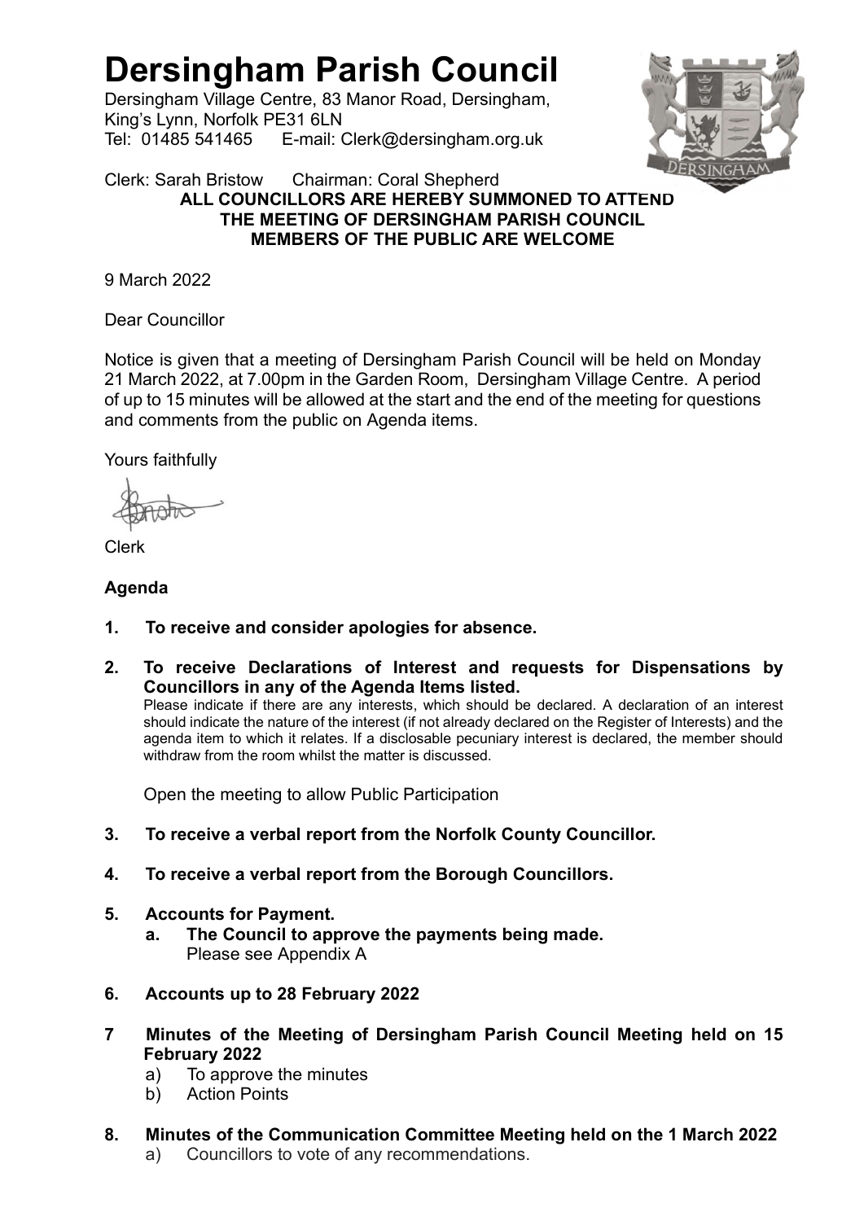# Dersingham Parish Council

Dersingham Village Centre, 83 Manor Road, Dersingham,
King's Lynn, Norfolk PE31 6LN
Tel: 01485 541465 E-mail: Clerk@dersingham.org.uk

Clerk: Sarah Bristow Chairman: Coral Shepherd

**ALL COUNCILLORS ARE HEREBY SUMMONED TO ATTEND THE MEETING OF DERSINGHAM PARISH COUNCIL MEMBERS OF THE PUBLIC ARE WELCOME**

9 March 2022

Dear Councillor

Notice is given that a meeting of Dersingham Parish Council will be held on Monday 21 March 2022, at 7.00pm in the Garden Room, Dersingham Village Centre. A period of up to 15 minutes will be allowed at the start and the end of the meeting for questions and comments from the public on Agenda items.

Yours faithfully

Clerk

**Agenda**

**1. To receive and consider apologies for absence.**

**2. To receive Declarations of Interest and requests for Dispensations by Councillors in any of the Agenda Items listed.**
Please indicate if there are any interests, which should be declared. A declaration of an interest should indicate the nature of the interest (if not already declared on the Register of Interests) and the agenda item to which it relates. If a disclosable pecuniary interest is declared, the member should withdraw from the room whilst the matter is discussed.

Open the meeting to allow Public Participation

**3. To receive a verbal report from the Norfolk County Councillor.**

**4. To receive a verbal report from the Borough Councillors.**

**5. Accounts for Payment.**
   **a. The Council to approve the payments being made.**
   Please see Appendix A

**6. Accounts up to 28 February 2022**

**7 Minutes of the Meeting of Dersingham Parish Council Meeting held on 15 February 2022**
   a) To approve the minutes
   b) Action Points

**8. Minutes of the Communication Committee Meeting held on the 1 March 2022**
   a) Councillors to vote of any recommendations.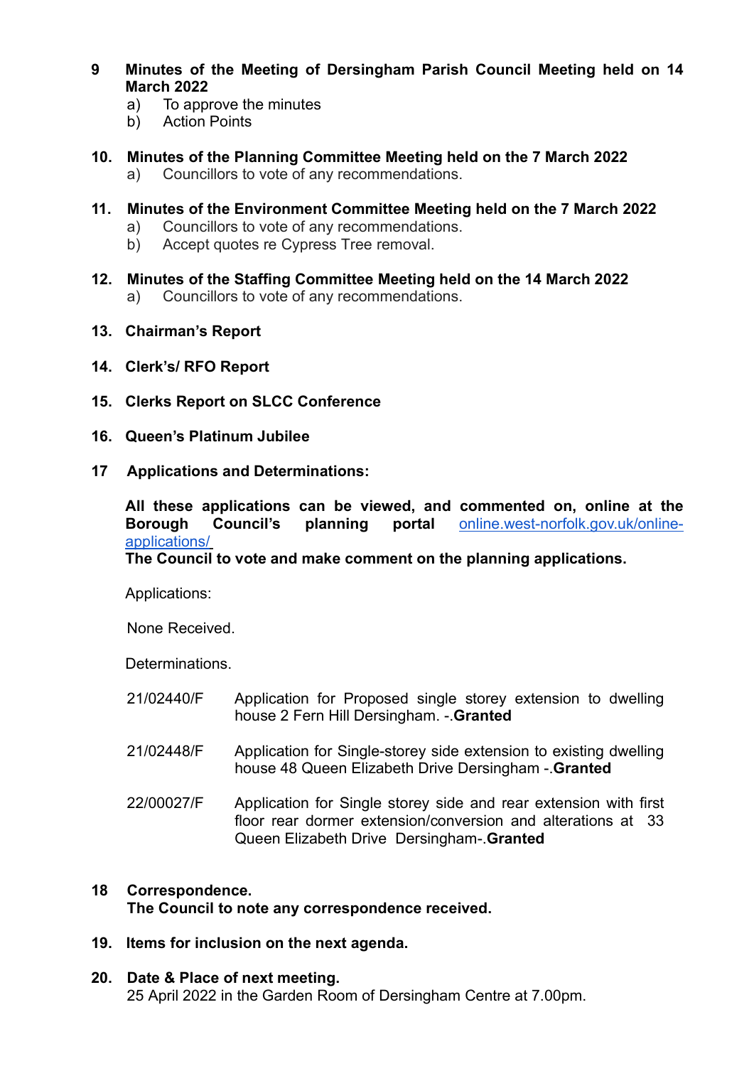**9 Minutes of the Meeting of Dersingham Parish Council Meeting held on 14 March 2022**

a) To approve the minutes
b) Action Points

**10. Minutes of the Planning Committee Meeting held on the 7 March 2022**

a) Councillors to vote of any recommendations.

**11. Minutes of the Environment Committee Meeting held on the 7 March 2022**

a) Councillors to vote of any recommendations.
b) Accept quotes re Cypress Tree removal.

**12. Minutes of the Staffing Committee Meeting held on the 14 March 2022**

a) Councillors to vote of any recommendations.

**13. Chairman's Report**

**14. Clerk's/ RFO Report**

**15. Clerks Report on SLCC Conference**

**16. Queen's Platinum Jubilee**

**17 Applications and Determinations:**

**All these applications can be viewed, and commented on, online at the Borough Council's planning portal** online.west-norfolk.gov.uk/online-applications/
**The Council to vote and make comment on the planning applications.**

Applications:

None Received.

Determinations.

21/02440/F Application for Proposed single storey extension to dwelling house 2 Fern Hill Dersingham. -.**Granted**

21/02448/F Application for Single-storey side extension to existing dwelling house 48 Queen Elizabeth Drive Dersingham -.**Granted**

22/00027/F Application for Single storey side and rear extension with first floor rear dormer extension/conversion and alterations at 33 Queen Elizabeth Drive Dersingham-.**Granted**

**18 Correspondence.**
**The Council to note any correspondence received.**

**19. Items for inclusion on the next agenda.**

**20. Date & Place of next meeting.**
25 April 2022 in the Garden Room of Dersingham Centre at 7.00pm.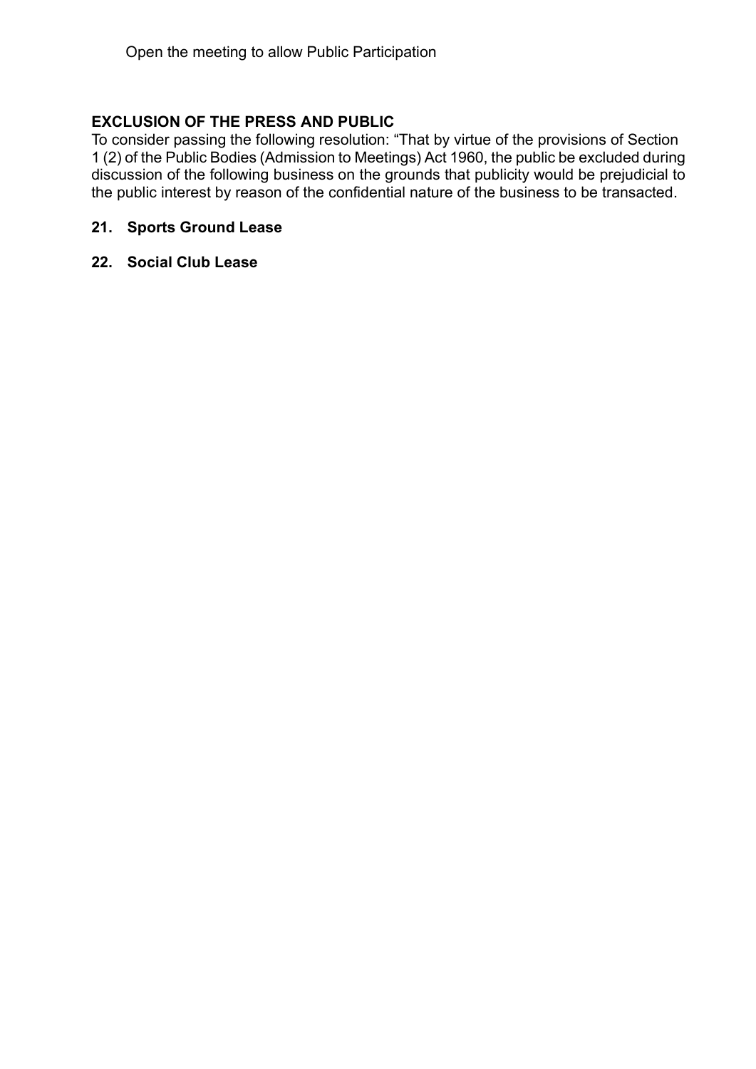Open the meeting to allow Public Participation

**EXCLUSION OF THE PRESS AND PUBLIC**

To consider passing the following resolution: "That by virtue of the provisions of Section 1 (2) of the Public Bodies (Admission to Meetings) Act 1960, the public be excluded during discussion of the following business on the grounds that publicity would be prejudicial to the public interest by reason of the confidential nature of the business to be transacted.

21. **Sports Ground Lease**

22. **Social Club Lease**